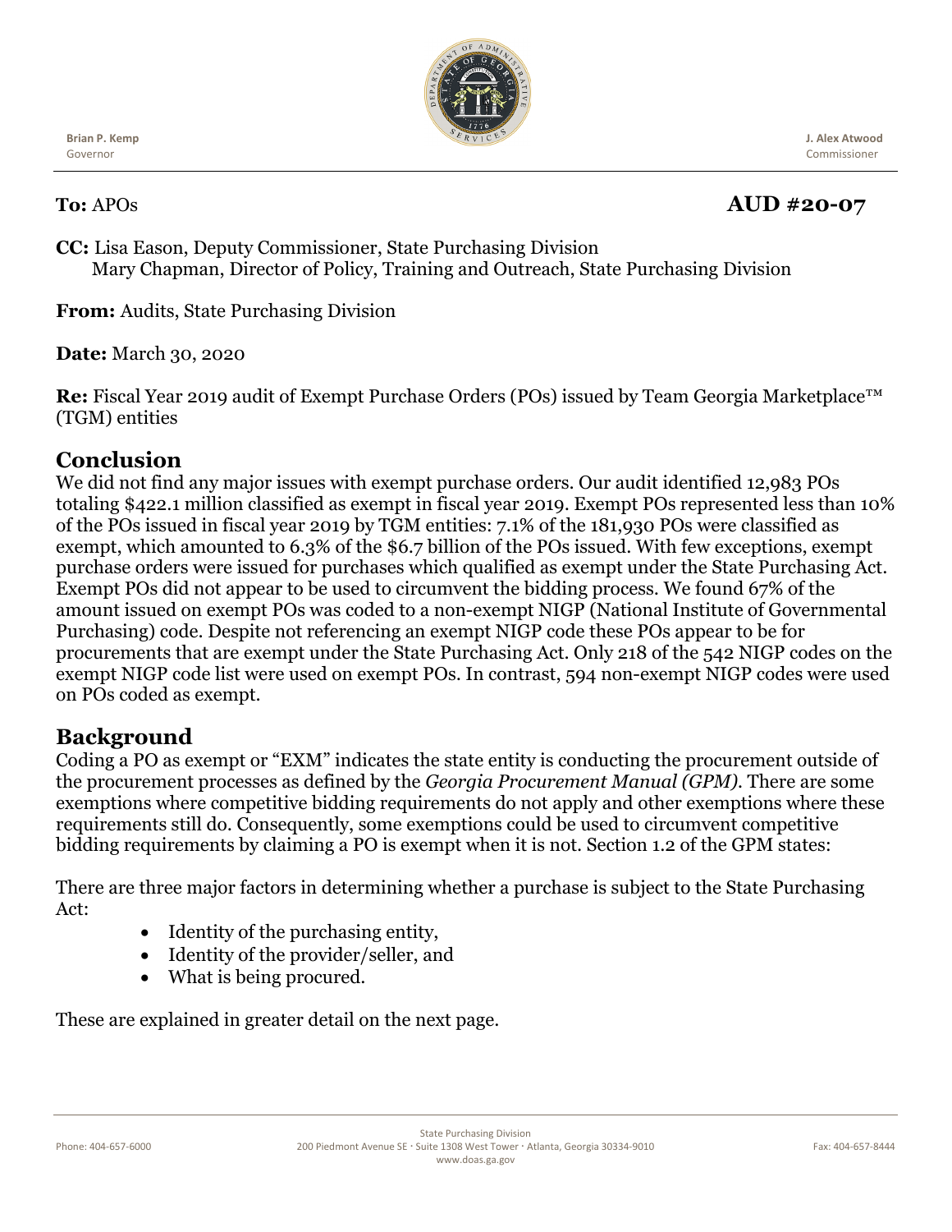Brian P. Kemp
Governor

J. Alex Atwood
Commissioner

**To:** APOs **AUD #20-07**

**CC:** Lisa Eason, Deputy Commissioner, State Purchasing Division
Mary Chapman, Director of Policy, Training and Outreach, State Purchasing Division

**From:** Audits, State Purchasing Division

**Date:** March 30, 2020

**Re:** Fiscal Year 2019 audit of Exempt Purchase Orders (POs) issued by Team Georgia Marketplace™ (TGM) entities

## Conclusion

We did not find any major issues with exempt purchase orders. Our audit identified 12,983 POs totaling $422.1 million classified as exempt in fiscal year 2019. Exempt POs represented less than 10% of the POs issued in fiscal year 2019 by TGM entities: 7.1% of the 181,930 POs were classified as exempt, which amounted to 6.3% of the $6.7 billion of the POs issued. With few exceptions, exempt purchase orders were issued for purchases which qualified as exempt under the State Purchasing Act. Exempt POs did not appear to be used to circumvent the bidding process. We found 67% of the amount issued on exempt POs was coded to a non-exempt NIGP (National Institute of Governmental Purchasing) code. Despite not referencing an exempt NIGP code these POs appear to be for procurements that are exempt under the State Purchasing Act. Only 218 of the 542 NIGP codes on the exempt NIGP code list were used on exempt POs. In contrast, 594 non-exempt NIGP codes were used on POs coded as exempt.

## Background

Coding a PO as exempt or "EXM" indicates the state entity is conducting the procurement outside of the procurement processes as defined by the *Georgia Procurement Manual (GPM)*. There are some exemptions where competitive bidding requirements do not apply and other exemptions where these requirements still do. Consequently, some exemptions could be used to circumvent competitive bidding requirements by claiming a PO is exempt when it is not. Section 1.2 of the GPM states:

There are three major factors in determining whether a purchase is subject to the State Purchasing Act:

- Identity of the purchasing entity,
- Identity of the provider/seller, and
- What is being procured.

These are explained in greater detail on the next page.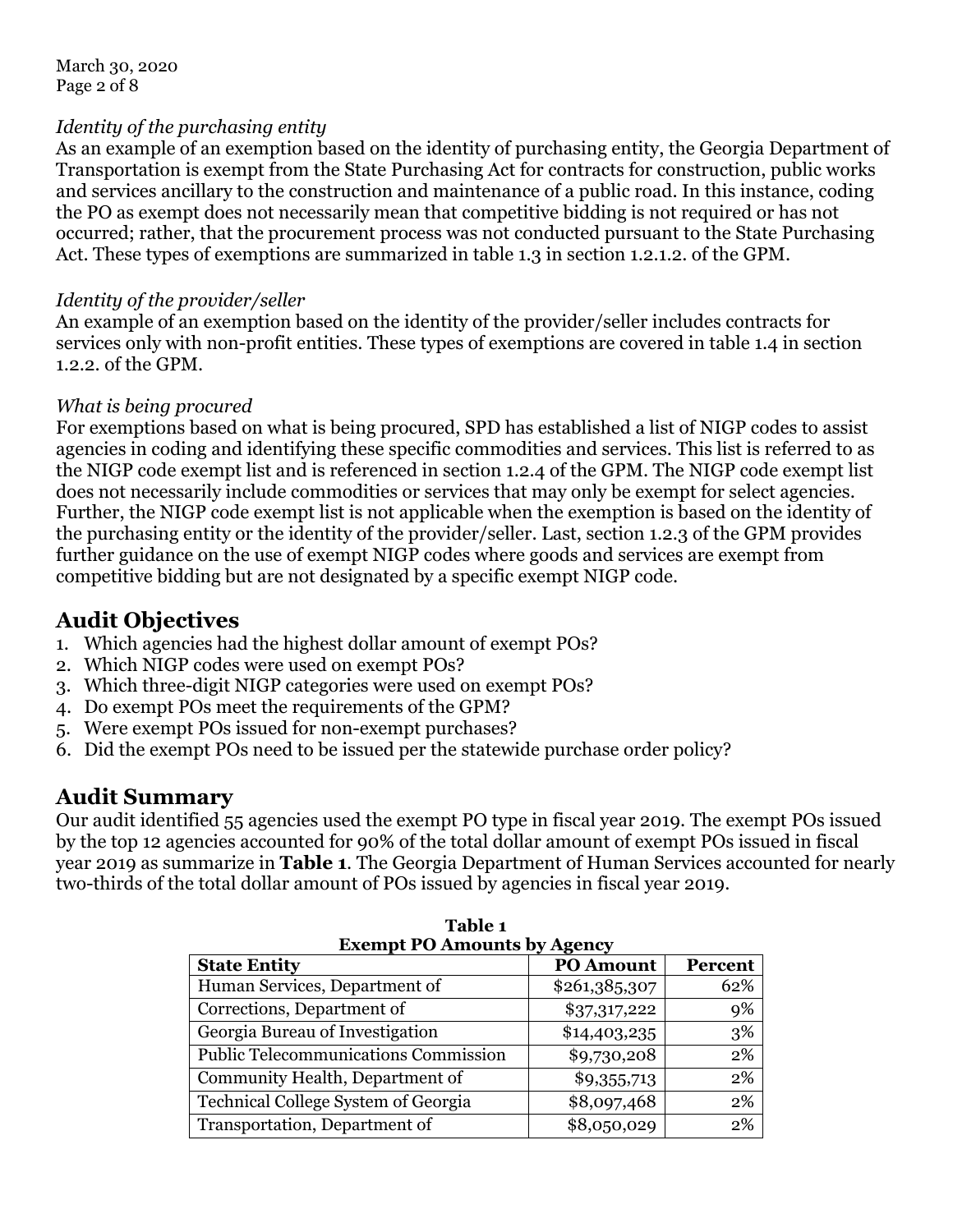*Identity of the purchasing entity*

As an example of an exemption based on the identity of purchasing entity, the Georgia Department of Transportation is exempt from the State Purchasing Act for contracts for construction, public works and services ancillary to the construction and maintenance of a public road. In this instance, coding the PO as exempt does not necessarily mean that competitive bidding is not required or has not occurred; rather, that the procurement process was not conducted pursuant to the State Purchasing Act. These types of exemptions are summarized in table 1.3 in section 1.2.1.2. of the GPM.

*Identity of the provider/seller*

An example of an exemption based on the identity of the provider/seller includes contracts for services only with non-profit entities. These types of exemptions are covered in table 1.4 in section 1.2.2. of the GPM.

*What is being procured*

For exemptions based on what is being procured, SPD has established a list of NIGP codes to assist agencies in coding and identifying these specific commodities and services. This list is referred to as the NIGP code exempt list and is referenced in section 1.2.4 of the GPM. The NIGP code exempt list does not necessarily include commodities or services that may only be exempt for select agencies. Further, the NIGP code exempt list is not applicable when the exemption is based on the identity of the purchasing entity or the identity of the provider/seller. Last, section 1.2.3 of the GPM provides further guidance on the use of exempt NIGP codes where goods and services are exempt from competitive bidding but are not designated by a specific exempt NIGP code.

## Audit Objectives

1. Which agencies had the highest dollar amount of exempt POs?
2. Which NIGP codes were used on exempt POs?
3. Which three-digit NIGP categories were used on exempt POs?
4. Do exempt POs meet the requirements of the GPM?
5. Were exempt POs issued for non-exempt purchases?
6. Did the exempt POs need to be issued per the statewide purchase order policy?

## Audit Summary

Our audit identified 55 agencies used the exempt PO type in fiscal year 2019. The exempt POs issued by the top 12 agencies accounted for 90% of the total dollar amount of exempt POs issued in fiscal year 2019 as summarize in **Table 1**. The Georgia Department of Human Services accounted for nearly two-thirds of the total dollar amount of POs issued by agencies in fiscal year 2019.

**Table 1**
**Exempt PO Amounts by Agency**

| State Entity | PO Amount | Percent |
|---|---|---|
| Human Services, Department of | $261,385,307 | 62% |
| Corrections, Department of | $37,317,222 | 9% |
| Georgia Bureau of Investigation | $14,403,235 | 3% |
| Public Telecommunications Commission | $9,730,208 | 2% |
| Community Health, Department of | $9,355,713 | 2% |
| Technical College System of Georgia | $8,097,468 | 2% |
| Transportation, Department of | $8,050,029 | 2% |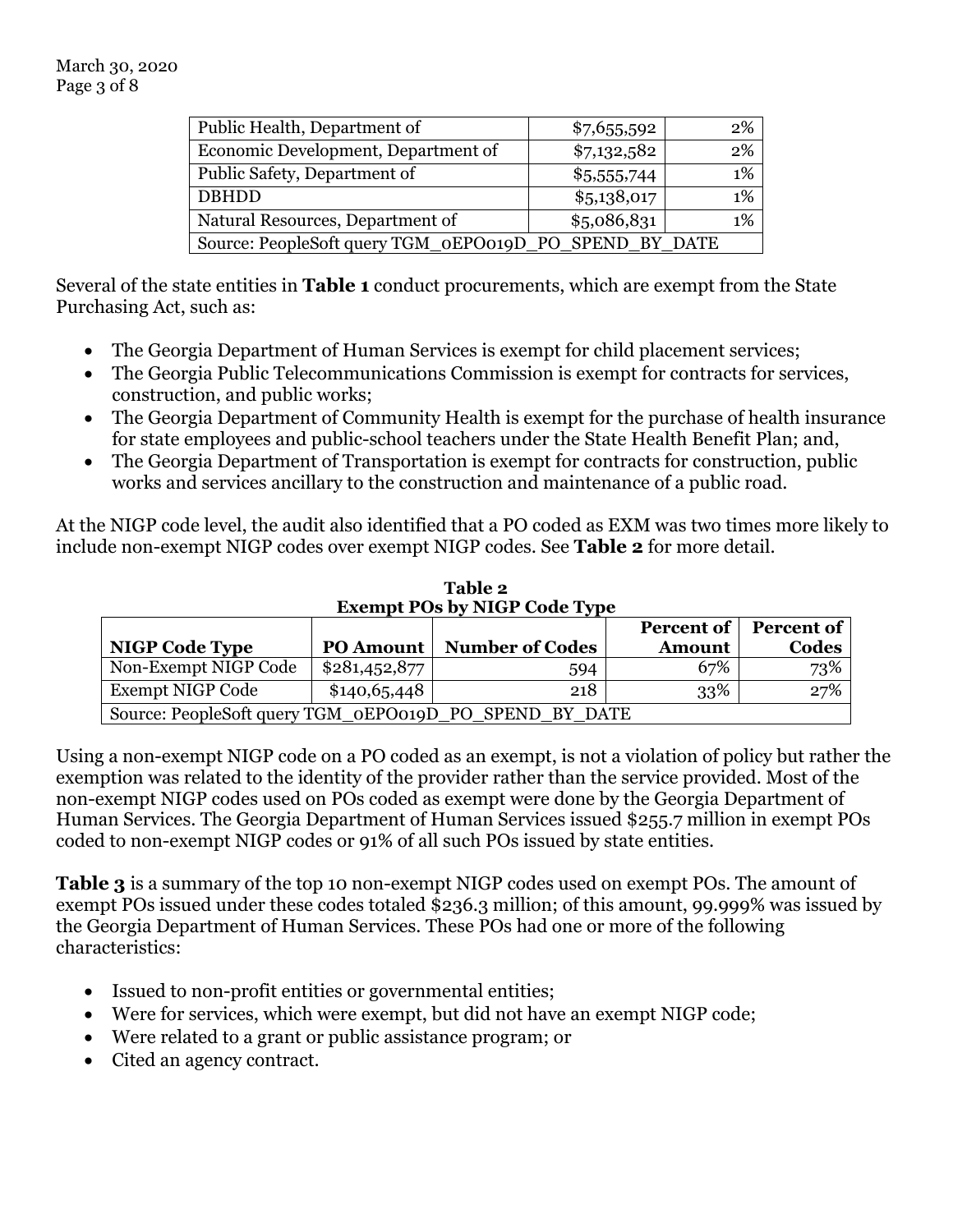| | | |
|---|---|---|
| Public Health, Department of | $7,655,592 | 2% |
| Economic Development, Department of | $7,132,582 | 2% |
| Public Safety, Department of | $5,555,744 | 1% |
| DBHDD | $5,138,017 | 1% |
| Natural Resources, Department of | $5,086,831 | 1% |
| Source: PeopleSoft query TGM_0EPO019D_PO_SPEND_BY_DATE | | |

Several of the state entities in **Table 1** conduct procurements, which are exempt from the State Purchasing Act, such as:

- The Georgia Department of Human Services is exempt for child placement services;
- The Georgia Public Telecommunications Commission is exempt for contracts for services, construction, and public works;
- The Georgia Department of Community Health is exempt for the purchase of health insurance for state employees and public-school teachers under the State Health Benefit Plan; and,
- The Georgia Department of Transportation is exempt for contracts for construction, public works and services ancillary to the construction and maintenance of a public road.

At the NIGP code level, the audit also identified that a PO coded as EXM was two times more likely to include non-exempt NIGP codes over exempt NIGP codes. See **Table 2** for more detail.

**Table 2**
**Exempt POs by NIGP Code Type**

| NIGP Code Type | PO Amount | Number of Codes | Percent of Amount | Percent of Codes |
|---|---|---|---|---|
| Non-Exempt NIGP Code | $281,452,877 | 594 | 67% | 73% |
| Exempt NIGP Code | $140,65,448 | 218 | 33% | 27% |
| Source: PeopleSoft query TGM_0EPO019D_PO_SPEND_BY_DATE | | | | |

Using a non-exempt NIGP code on a PO coded as an exempt, is not a violation of policy but rather the exemption was related to the identity of the provider rather than the service provided. Most of the non-exempt NIGP codes used on POs coded as exempt were done by the Georgia Department of Human Services. The Georgia Department of Human Services issued $255.7 million in exempt POs coded to non-exempt NIGP codes or 91% of all such POs issued by state entities.

**Table 3** is a summary of the top 10 non-exempt NIGP codes used on exempt POs. The amount of exempt POs issued under these codes totaled $236.3 million; of this amount, 99.999% was issued by the Georgia Department of Human Services. These POs had one or more of the following characteristics:

- Issued to non-profit entities or governmental entities;
- Were for services, which were exempt, but did not have an exempt NIGP code;
- Were related to a grant or public assistance program; or
- Cited an agency contract.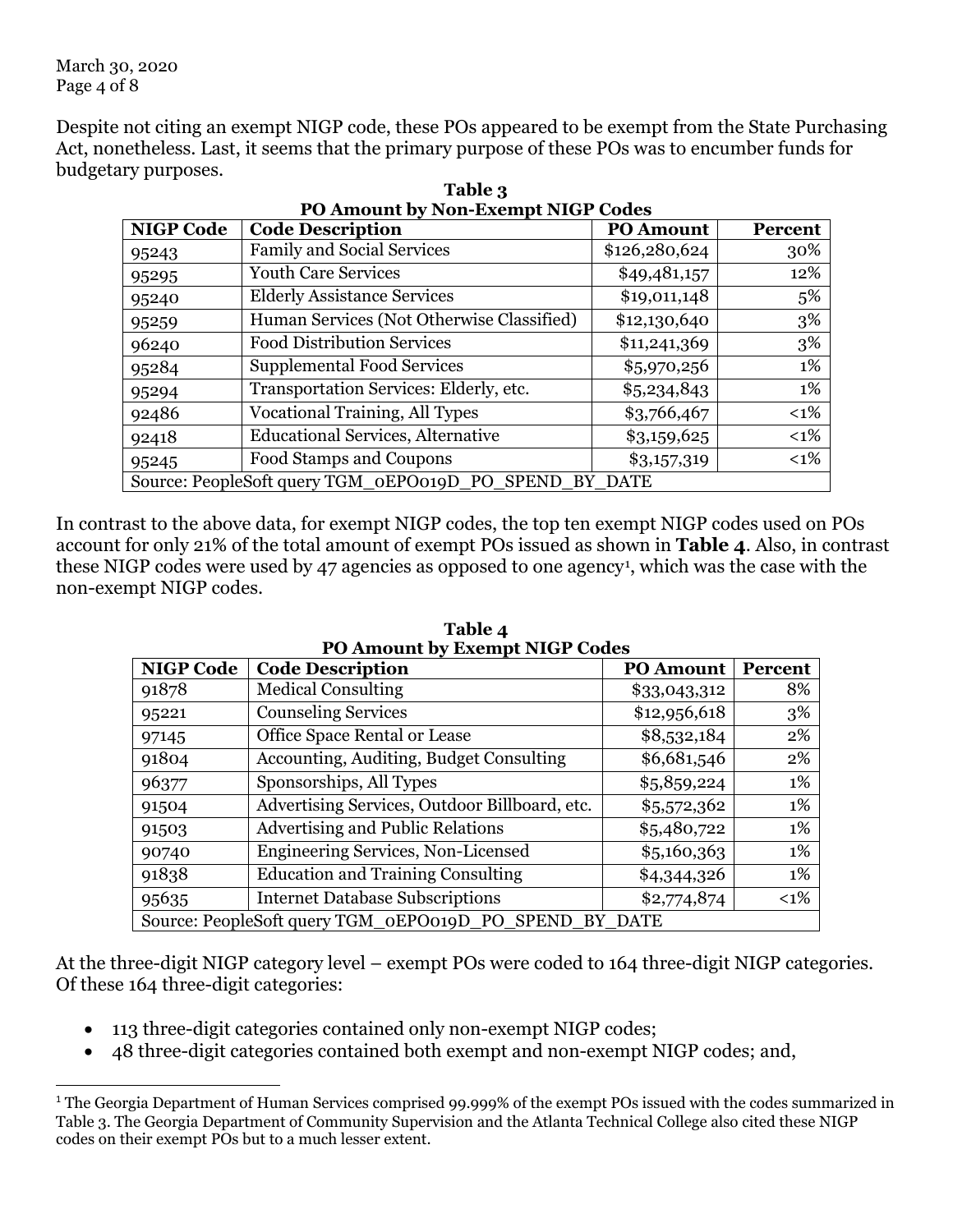Despite not citing an exempt NIGP code, these POs appeared to be exempt from the State Purchasing Act, nonetheless. Last, it seems that the primary purpose of these POs was to encumber funds for budgetary purposes.

**Table 3**
**PO Amount by Non-Exempt NIGP Codes**

| NIGP Code | Code Description | PO Amount | Percent |
|---|---|---|---|
| 95243 | Family and Social Services | $126,280,624 | 30% |
| 95295 | Youth Care Services | $49,481,157 | 12% |
| 95240 | Elderly Assistance Services | $19,011,148 | 5% |
| 95259 | Human Services (Not Otherwise Classified) | $12,130,640 | 3% |
| 96240 | Food Distribution Services | $11,241,369 | 3% |
| 95284 | Supplemental Food Services | $5,970,256 | 1% |
| 95294 | Transportation Services: Elderly, etc. | $5,234,843 | 1% |
| 92486 | Vocational Training, All Types | $3,766,467 | <1% |
| 92418 | Educational Services, Alternative | $3,159,625 | <1% |
| 95245 | Food Stamps and Coupons | $3,157,319 | <1% |
| Source: PeopleSoft query TGM_0EPO019D_PO_SPEND_BY_DATE | | | |

In contrast to the above data, for exempt NIGP codes, the top ten exempt NIGP codes used on POs account for only 21% of the total amount of exempt POs issued as shown in **Table 4**. Also, in contrast these NIGP codes were used by 47 agencies as opposed to one agency[1], which was the case with the non-exempt NIGP codes.

**Table 4**
**PO Amount by Exempt NIGP Codes**

| NIGP Code | Code Description | PO Amount | Percent |
|---|---|---|---|
| 91878 | Medical Consulting | $33,043,312 | 8% |
| 95221 | Counseling Services | $12,956,618 | 3% |
| 97145 | Office Space Rental or Lease | $8,532,184 | 2% |
| 91804 | Accounting, Auditing, Budget Consulting | $6,681,546 | 2% |
| 96377 | Sponsorships, All Types | $5,859,224 | 1% |
| 91504 | Advertising Services, Outdoor Billboard, etc. | $5,572,362 | 1% |
| 91503 | Advertising and Public Relations | $5,480,722 | 1% |
| 90740 | Engineering Services, Non-Licensed | $5,160,363 | 1% |
| 91838 | Education and Training Consulting | $4,344,326 | 1% |
| 95635 | Internet Database Subscriptions | $2,774,874 | <1% |
| Source: PeopleSoft query TGM_0EPO019D_PO_SPEND_BY_DATE | | | |

At the three-digit NIGP category level – exempt POs were coded to 164 three-digit NIGP categories. Of these 164 three-digit categories:

- 113 three-digit categories contained only non-exempt NIGP codes;
- 48 three-digit categories contained both exempt and non-exempt NIGP codes; and,

[1] The Georgia Department of Human Services comprised 99.999% of the exempt POs issued with the codes summarized in Table 3. The Georgia Department of Community Supervision and the Atlanta Technical College also cited these NIGP codes on their exempt POs but to a much lesser extent.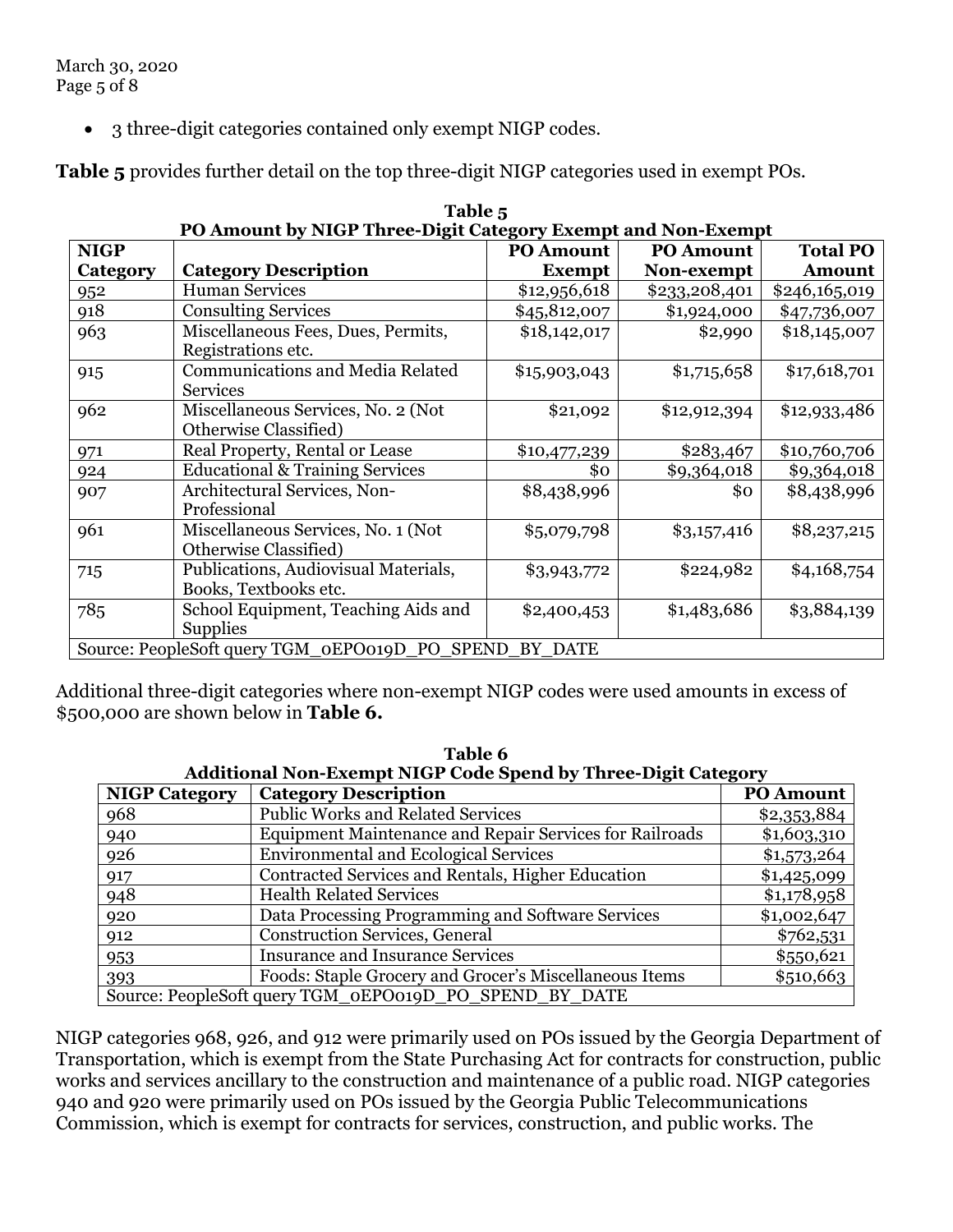- 3 three-digit categories contained only exempt NIGP codes.

**Table 5** provides further detail on the top three-digit NIGP categories used in exempt POs.

**Table 5**
**PO Amount by NIGP Three-Digit Category Exempt and Non-Exempt**

| NIGP Category | Category Description | PO Amount Exempt | PO Amount Non-exempt | Total PO Amount |
|---|---|---|---|---|
| 952 | Human Services | $12,956,618 | $233,208,401 | $246,165,019 |
| 918 | Consulting Services | $45,812,007 | $1,924,000 | $47,736,007 |
| 963 | Miscellaneous Fees, Dues, Permits, Registrations etc. | $18,142,017 | $2,990 | $18,145,007 |
| 915 | Communications and Media Related Services | $15,903,043 | $1,715,658 | $17,618,701 |
| 962 | Miscellaneous Services, No. 2 (Not Otherwise Classified) | $21,092 | $12,912,394 | $12,933,486 |
| 971 | Real Property, Rental or Lease | $10,477,239 | $283,467 | $10,760,706 |
| 924 | Educational & Training Services | $0 | $9,364,018 | $9,364,018 |
| 907 | Architectural Services, Non-Professional | $8,438,996 | $0 | $8,438,996 |
| 961 | Miscellaneous Services, No. 1 (Not Otherwise Classified) | $5,079,798 | $3,157,416 | $8,237,215 |
| 715 | Publications, Audiovisual Materials, Books, Textbooks etc. | $3,943,772 | $224,982 | $4,168,754 |
| 785 | School Equipment, Teaching Aids and Supplies | $2,400,453 | $1,483,686 | $3,884,139 |
| Source: PeopleSoft query TGM_0EPO019D_PO_SPEND_BY_DATE | | | | |

Additional three-digit categories where non-exempt NIGP codes were used amounts in excess of $500,000 are shown below in **Table 6.**

**Table 6**
**Additional Non-Exempt NIGP Code Spend by Three-Digit Category**

| NIGP Category | Category Description | PO Amount |
|---|---|---|
| 968 | Public Works and Related Services | $2,353,884 |
| 940 | Equipment Maintenance and Repair Services for Railroads | $1,603,310 |
| 926 | Environmental and Ecological Services | $1,573,264 |
| 917 | Contracted Services and Rentals, Higher Education | $1,425,099 |
| 948 | Health Related Services | $1,178,958 |
| 920 | Data Processing Programming and Software Services | $1,002,647 |
| 912 | Construction Services, General | $762,531 |
| 953 | Insurance and Insurance Services | $550,621 |
| 393 | Foods: Staple Grocery and Grocer's Miscellaneous Items | $510,663 |
| Source: PeopleSoft query TGM_0EPO019D_PO_SPEND_BY_DATE | | |

NIGP categories 968, 926, and 912 were primarily used on POs issued by the Georgia Department of Transportation, which is exempt from the State Purchasing Act for contracts for construction, public works and services ancillary to the construction and maintenance of a public road. NIGP categories 940 and 920 were primarily used on POs issued by the Georgia Public Telecommunications Commission, which is exempt for contracts for services, construction, and public works. The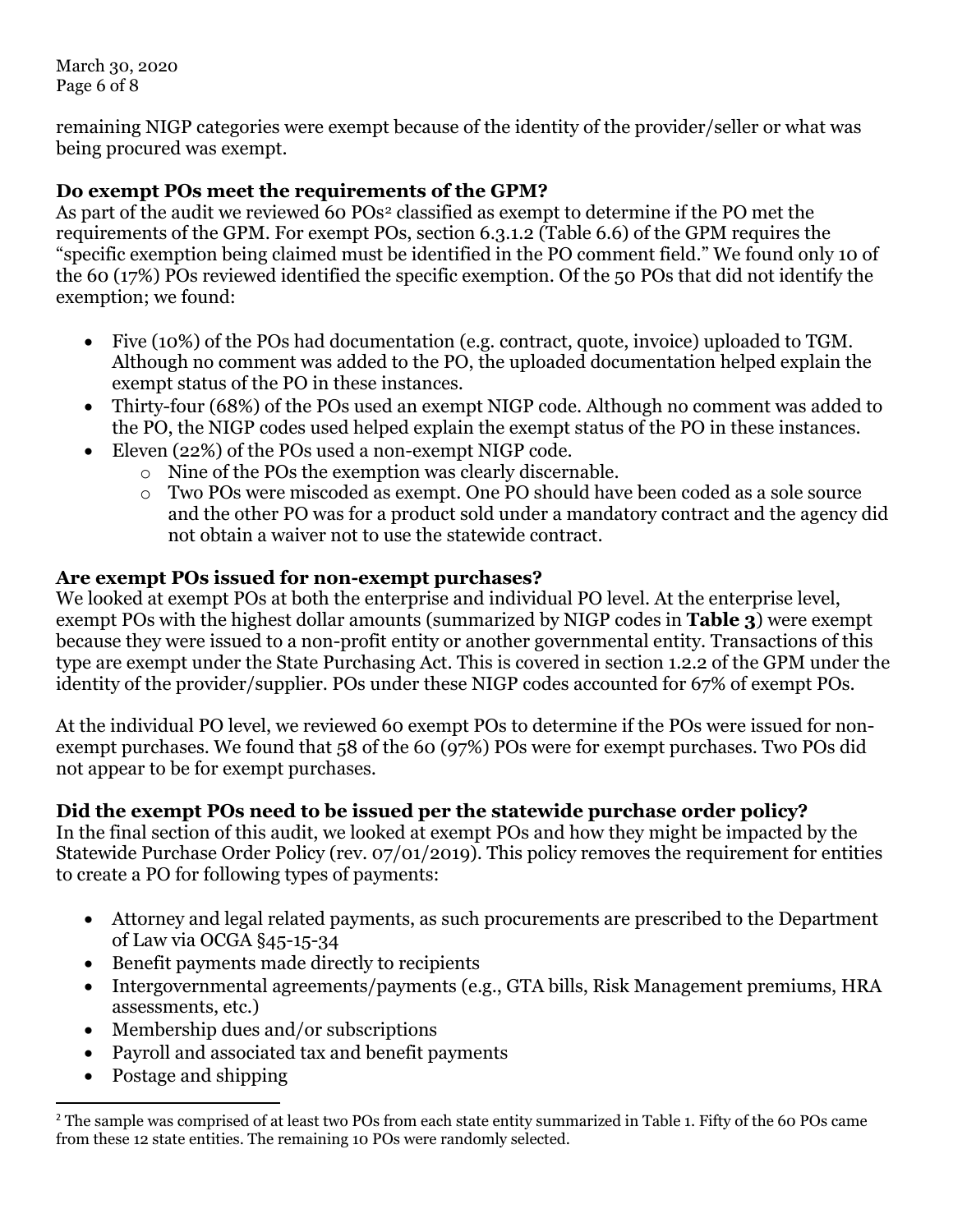remaining NIGP categories were exempt because of the identity of the provider/seller or what was being procured was exempt.

**Do exempt POs meet the requirements of the GPM?**

As part of the audit we reviewed 60 POs[2] classified as exempt to determine if the PO met the requirements of the GPM. For exempt POs, section 6.3.1.2 (Table 6.6) of the GPM requires the "specific exemption being claimed must be identified in the PO comment field." We found only 10 of the 60 (17%) POs reviewed identified the specific exemption. Of the 50 POs that did not identify the exemption; we found:

- Five (10%) of the POs had documentation (e.g. contract, quote, invoice) uploaded to TGM. Although no comment was added to the PO, the uploaded documentation helped explain the exempt status of the PO in these instances.
- Thirty-four (68%) of the POs used an exempt NIGP code. Although no comment was added to the PO, the NIGP codes used helped explain the exempt status of the PO in these instances.
- Eleven (22%) of the POs used a non-exempt NIGP code.
  - Nine of the POs the exemption was clearly discernable.
  - Two POs were miscoded as exempt. One PO should have been coded as a sole source and the other PO was for a product sold under a mandatory contract and the agency did not obtain a waiver not to use the statewide contract.

**Are exempt POs issued for non-exempt purchases?**

We looked at exempt POs at both the enterprise and individual PO level. At the enterprise level, exempt POs with the highest dollar amounts (summarized by NIGP codes in **Table 3**) were exempt because they were issued to a non-profit entity or another governmental entity. Transactions of this type are exempt under the State Purchasing Act. This is covered in section 1.2.2 of the GPM under the identity of the provider/supplier. POs under these NIGP codes accounted for 67% of exempt POs.

At the individual PO level, we reviewed 60 exempt POs to determine if the POs were issued for non-exempt purchases. We found that 58 of the 60 (97%) POs were for exempt purchases. Two POs did not appear to be for exempt purchases.

**Did the exempt POs need to be issued per the statewide purchase order policy?**

In the final section of this audit, we looked at exempt POs and how they might be impacted by the Statewide Purchase Order Policy (rev. 07/01/2019). This policy removes the requirement for entities to create a PO for following types of payments:

- Attorney and legal related payments, as such procurements are prescribed to the Department of Law via OCGA §45-15-34
- Benefit payments made directly to recipients
- Intergovernmental agreements/payments (e.g., GTA bills, Risk Management premiums, HRA assessments, etc.)
- Membership dues and/or subscriptions
- Payroll and associated tax and benefit payments
- Postage and shipping

[2] The sample was comprised of at least two POs from each state entity summarized in Table 1. Fifty of the 60 POs came from these 12 state entities. The remaining 10 POs were randomly selected.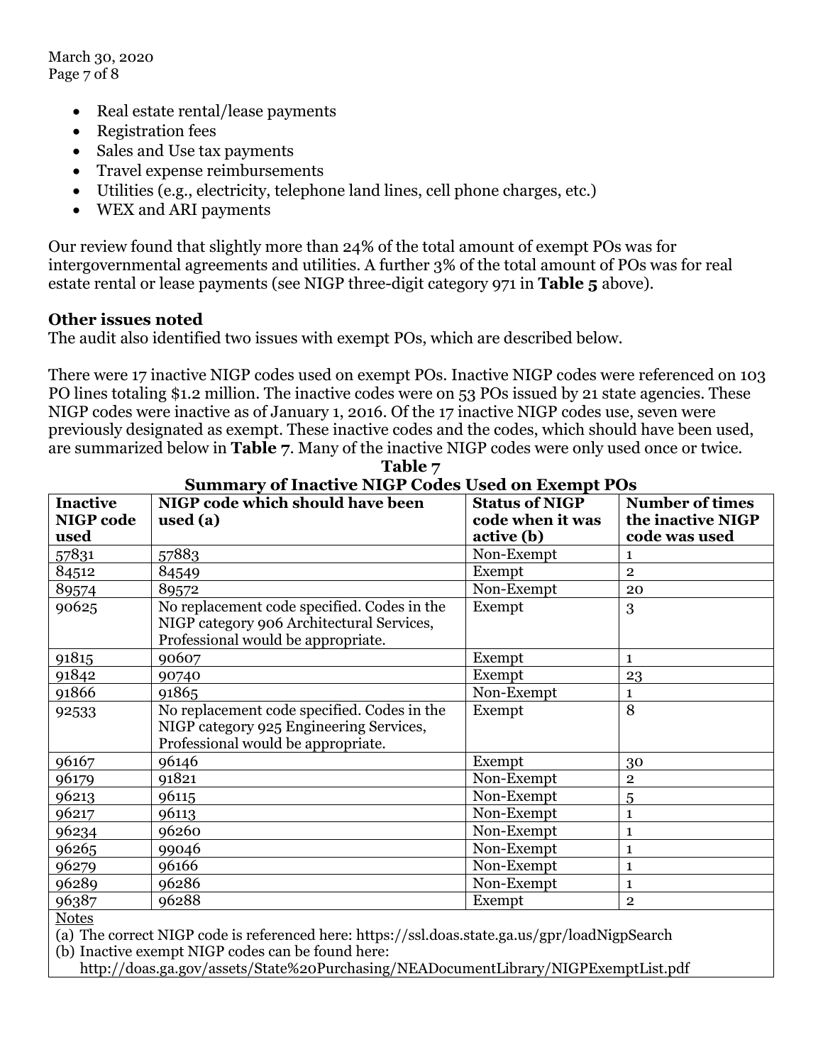- Real estate rental/lease payments
- Registration fees
- Sales and Use tax payments
- Travel expense reimbursements
- Utilities (e.g., electricity, telephone land lines, cell phone charges, etc.)
- WEX and ARI payments

Our review found that slightly more than 24% of the total amount of exempt POs was for intergovernmental agreements and utilities. A further 3% of the total amount of POs was for real estate rental or lease payments (see NIGP three-digit category 971 in **Table 5** above).

### Other issues noted

The audit also identified two issues with exempt POs, which are described below.

There were 17 inactive NIGP codes used on exempt POs. Inactive NIGP codes were referenced on 103 PO lines totaling $1.2 million. The inactive codes were on 53 POs issued by 21 state agencies. These NIGP codes were inactive as of January 1, 2016. Of the 17 inactive NIGP codes use, seven were previously designated as exempt. These inactive codes and the codes, which should have been used, are summarized below in **Table 7**. Many of the inactive NIGP codes were only used once or twice.

**Table 7**
**Summary of Inactive NIGP Codes Used on Exempt POs**

| Inactive NIGP code used | NIGP code which should have been used (a) | Status of NIGP code when it was active (b) | Number of times the inactive NIGP code was used |
|---|---|---|---|
| 57831 | 57883 | Non-Exempt | 1 |
| 84512 | 84549 | Exempt | 2 |
| 89574 | 89572 | Non-Exempt | 20 |
| 90625 | No replacement code specified. Codes in the NIGP category 906 Architectural Services, Professional would be appropriate. | Exempt | 3 |
| 91815 | 90607 | Exempt | 1 |
| 91842 | 90740 | Exempt | 23 |
| 91866 | 91865 | Non-Exempt | 1 |
| 92533 | No replacement code specified. Codes in the NIGP category 925 Engineering Services, Professional would be appropriate. | Exempt | 8 |
| 96167 | 96146 | Exempt | 30 |
| 96179 | 91821 | Non-Exempt | 2 |
| 96213 | 96115 | Non-Exempt | 5 |
| 96217 | 96113 | Non-Exempt | 1 |
| 96234 | 96260 | Non-Exempt | 1 |
| 96265 | 99046 | Non-Exempt | 1 |
| 96279 | 96166 | Non-Exempt | 1 |
| 96289 | 96286 | Non-Exempt | 1 |
| 96387 | 96288 | Exempt | 2 |

Notes
(a) The correct NIGP code is referenced here: https://ssl.doas.state.ga.us/gpr/loadNigpSearch
(b) Inactive exempt NIGP codes can be found here: http://doas.ga.gov/assets/State%20Purchasing/NEADocumentLibrary/NIGPExemptList.pdf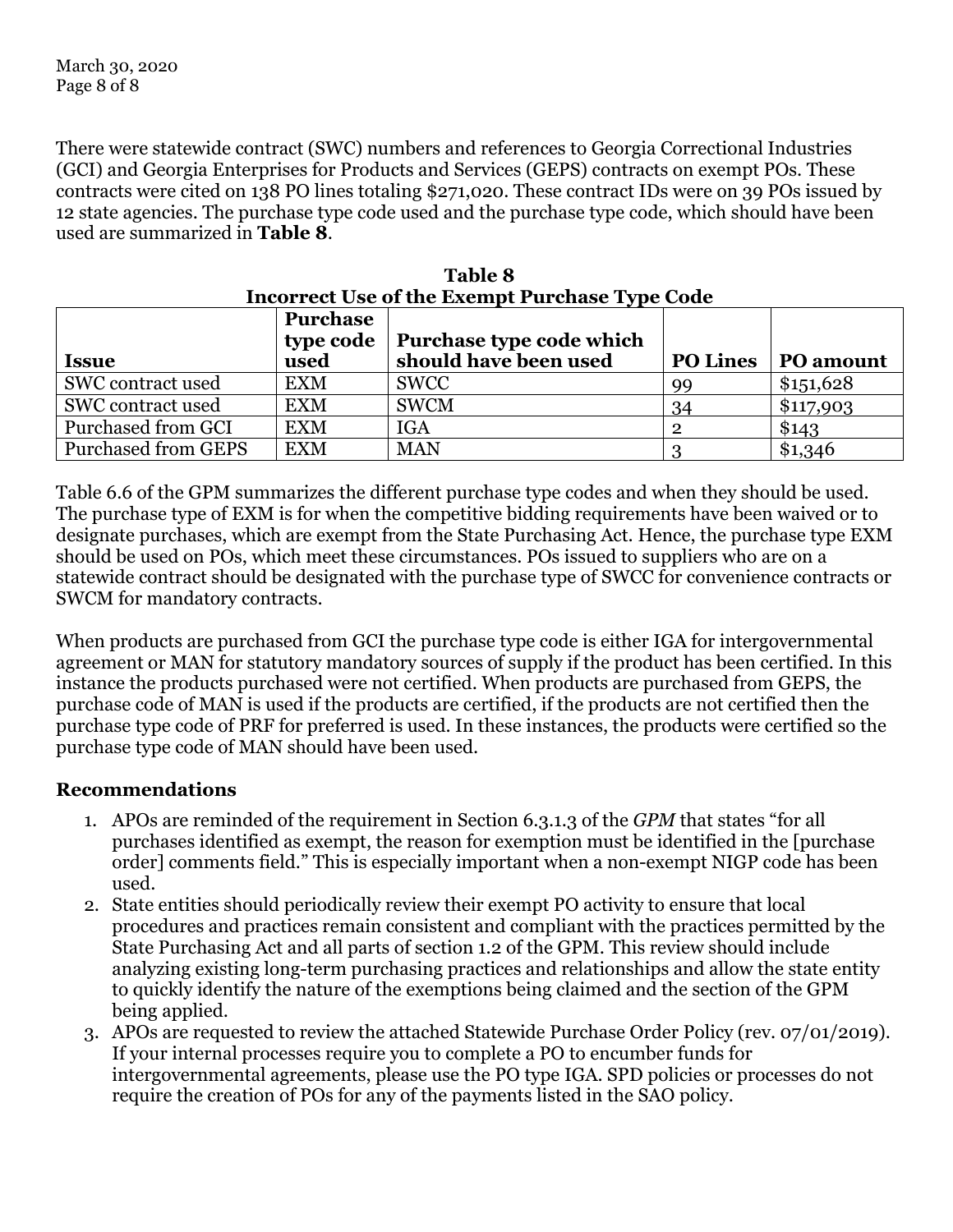There were statewide contract (SWC) numbers and references to Georgia Correctional Industries (GCI) and Georgia Enterprises for Products and Services (GEPS) contracts on exempt POs. These contracts were cited on 138 PO lines totaling $271,020. These contract IDs were on 39 POs issued by 12 state agencies. The purchase type code used and the purchase type code, which should have been used are summarized in **Table 8**.

**Table 8**
**Incorrect Use of the Exempt Purchase Type Code**

| Issue | Purchase type code used | Purchase type code which should have been used | PO Lines | PO amount |
|---|---|---|---|---|
| SWC contract used | EXM | SWCC | 99 | $151,628 |
| SWC contract used | EXM | SWCM | 34 | $117,903 |
| Purchased from GCI | EXM | IGA | 2 | $143 |
| Purchased from GEPS | EXM | MAN | 3 | $1,346 |

Table 6.6 of the GPM summarizes the different purchase type codes and when they should be used. The purchase type of EXM is for when the competitive bidding requirements have been waived or to designate purchases, which are exempt from the State Purchasing Act. Hence, the purchase type EXM should be used on POs, which meet these circumstances. POs issued to suppliers who are on a statewide contract should be designated with the purchase type of SWCC for convenience contracts or SWCM for mandatory contracts.

When products are purchased from GCI the purchase type code is either IGA for intergovernmental agreement or MAN for statutory mandatory sources of supply if the product has been certified. In this instance the products purchased were not certified. When products are purchased from GEPS, the purchase code of MAN is used if the products are certified, if the products are not certified then the purchase type code of PRF for preferred is used. In these instances, the products were certified so the purchase type code of MAN should have been used.

### Recommendations

1. APOs are reminded of the requirement in Section 6.3.1.3 of the *GPM* that states "for all purchases identified as exempt, the reason for exemption must be identified in the [purchase order] comments field." This is especially important when a non-exempt NIGP code has been used.
2. State entities should periodically review their exempt PO activity to ensure that local procedures and practices remain consistent and compliant with the practices permitted by the State Purchasing Act and all parts of section 1.2 of the GPM. This review should include analyzing existing long-term purchasing practices and relationships and allow the state entity to quickly identify the nature of the exemptions being claimed and the section of the GPM being applied.
3. APOs are requested to review the attached Statewide Purchase Order Policy (rev. 07/01/2019). If your internal processes require you to complete a PO to encumber funds for intergovernmental agreements, please use the PO type IGA. SPD policies or processes do not require the creation of POs for any of the payments listed in the SAO policy.